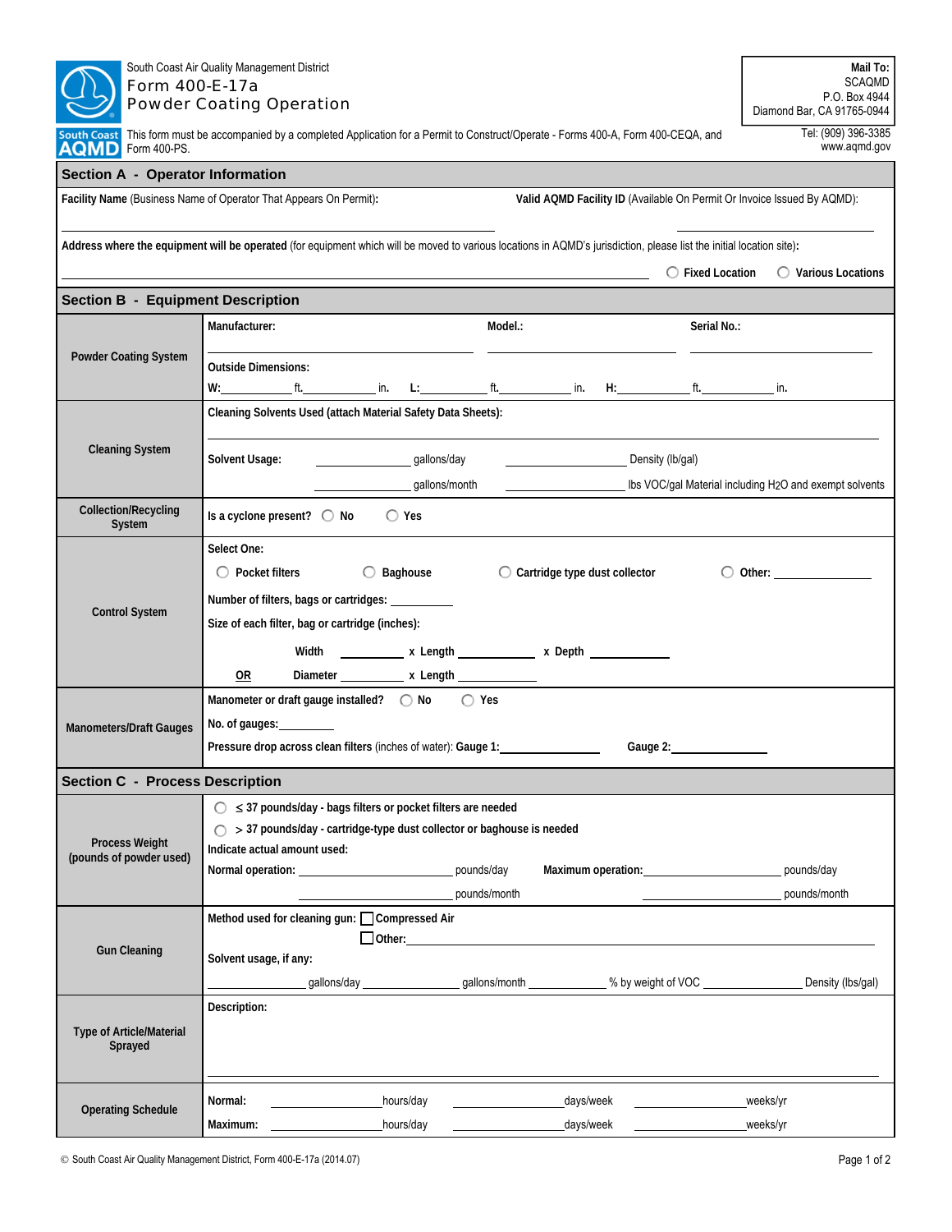South Coast Air Quality Management District

# Form 400-E-17a
# Powder Coating Operation

**Mail To:**
SCAQMD
P.O. Box 4944
Diamond Bar, CA 91765-0944

Tel: (909) 396-3385
www.aqmd.gov

This form must be accompanied by a completed Application for a Permit to Construct/Operate - Forms 400-A, Form 400-CEQA, and Form 400-PS.

## Section A - Operator Information

**Facility Name** (Business Name of Operator That Appears On Permit): ____________________

**Valid AQMD Facility ID** (Available On Permit Or Invoice Issued By AQMD): ____________________

**Address where the equipment will be operated** (for equipment which will be moved to various locations in AQMD's jurisdiction, please list the initial location site): ____________________

○ **Fixed Location** ○ **Various Locations**

## Section B - Equipment Description

| | |
|---|---|
| **Powder Coating System** | **Manufacturer:** ________ **Model.:** ________ **Serial No.:** ________<br>**Outside Dimensions:**<br>**W:**______ ft.______ in. **L:**______ ft.______ in. **H:**______ ft.______ in. |
| **Cleaning System** | **Cleaning Solvents Used (attach Material Safety Data Sheets):** ____________________<br>**Solvent Usage:** ______ gallons/day ______ Density (lb/gal)<br>______ gallons/month ______ lbs VOC/gal Material including $H_2O$ and exempt solvents |
| **Collection/Recycling System** | **Is a cyclone present?** ○ **No** ○ **Yes** |
| **Control System** | **Select One:**<br>○ **Pocket filters** ○ **Baghouse** ○ **Cartridge type dust collector** ○ **Other:** ________<br>**Number of filters, bags or cartridges:** ________<br>**Size of each filter, bag or cartridge (inches):**<br>**Width** ________ **x Length** ________ **x Depth** ________<br>**OR** **Diameter** ________ **x Length** ________ |
| **Manometers/Draft Gauges** | **Manometer or draft gauge installed?** ○ **No** ○ **Yes**<br>**No. of gauges:**________<br>**Pressure drop across clean filters** (inches of water): **Gauge 1:**________ **Gauge 2:**________ |

## Section C - Process Description

| | |
|---|---|
| **Process Weight (pounds of powder used)** | ○ **≤ 37 pounds/day - bags filters or pocket filters are needed**<br>○ **> 37 pounds/day - cartridge-type dust collector or baghouse is needed**<br>**Indicate actual amount used:**<br>**Normal operation:** ________ pounds/day **Maximum operation:** ________ pounds/day<br>________ pounds/month ________ pounds/month |
| **Gun Cleaning** | **Method used for cleaning gun:** ☐ **Compressed Air**<br>☐ **Other:** ____________________<br>**Solvent usage, if any:**<br>________ gallons/day ________ gallons/month ________ % by weight of VOC ________ Density (lbs/gal) |
| **Type of Article/Material Sprayed** | **Description:** ____________________ |
| **Operating Schedule** | **Normal:** ________ hours/day ________ days/week ________ weeks/yr<br>**Maximum:** ________ hours/day ________ days/week ________ weeks/yr |

© South Coast Air Quality Management District, Form 400-E-17a (2014.07)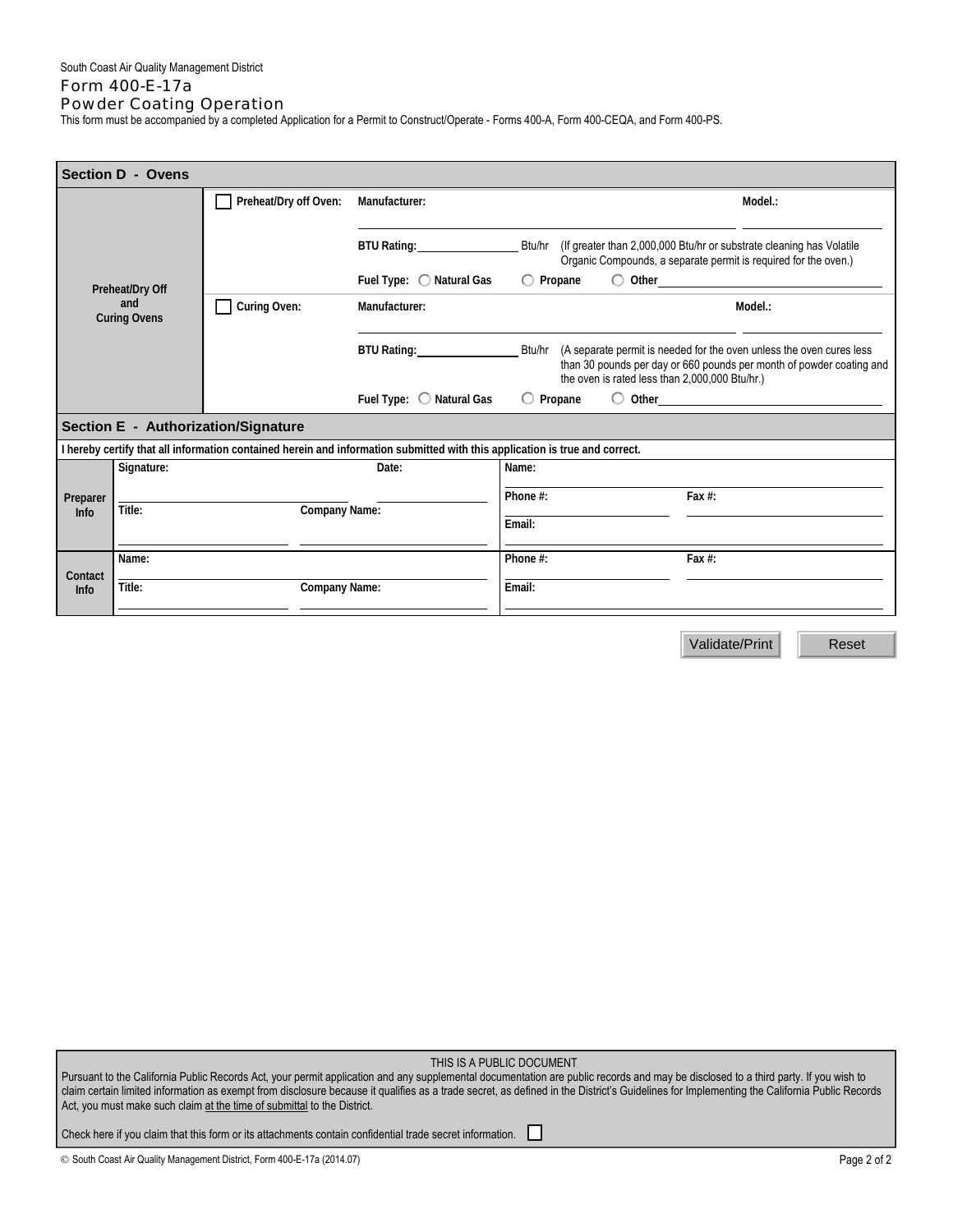South Coast Air Quality Management District

# Form 400-E-17a

## Powder Coating Operation

This form must be accompanied by a completed Application for a Permit to Construct/Operate - Forms 400-A, Form 400-CEQA, and Form 400-PS.

### Section D - Ovens

| | | |
|---|---|---|
| **Preheat/Dry Off and Curing Ovens** | ☐ **Preheat/Dry off Oven:** | **Manufacturer:** ______________________ **Model.:** ______________ |
| | | **BTU Rating:** ____________ Btu/hr (If greater than 2,000,000 Btu/hr or substrate cleaning has Volatile Organic Compounds, a separate permit is required for the oven.) |
| | | **Fuel Type:** ○ **Natural Gas** ○ **Propane** ○ **Other** ______________ |
| | ☐ **Curing Oven:** | **Manufacturer:** ______________________ **Model.:** ______________ |
| | | **BTU Rating:** ____________ Btu/hr (A separate permit is needed for the oven unless the oven cures less than 30 pounds per day or 660 pounds per month of powder coating and the oven is rated less than 2,000,000 Btu/hr.) |
| | | **Fuel Type:** ○ **Natural Gas** ○ **Propane** ○ **Other** ______________ |

### Section E - Authorization/Signature

**I hereby certify that all information contained herein and information submitted with this application is true and correct.**

| | | | | |
|---|---|---|---|---|
| **Preparer Info** | **Signature:** | **Date:** | **Name:** | |
| | | | **Phone #:** | **Fax #:** |
| | **Title:** | **Company Name:** | **Email:** | |
| **Contact Info** | **Name:** | | **Phone #:** | **Fax #:** |
| | **Title:** | **Company Name:** | **Email:** | |

Validate/Print | Reset

THIS IS A PUBLIC DOCUMENT

Pursuant to the California Public Records Act, your permit application and any supplemental documentation are public records and may be disclosed to a third party. If you wish to claim certain limited information as exempt from disclosure because it qualifies as a trade secret, as defined in the District's Guidelines for Implementing the California Public Records Act, you must make such claim at the time of submittal to the District.

Check here if you claim that this form or its attachments contain confidential trade secret information. ☐

© South Coast Air Quality Management District, Form 400-E-17a (2014.07)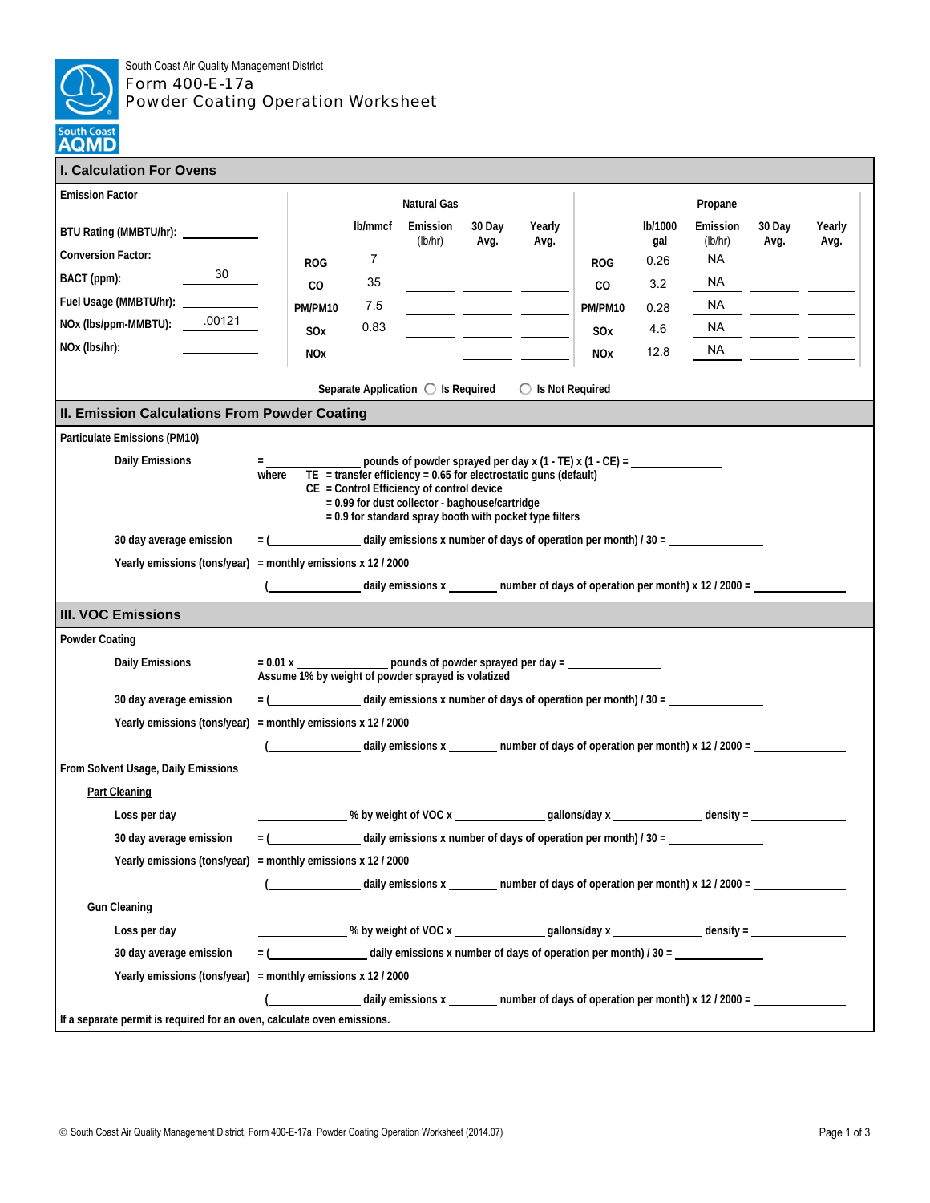South Coast Air Quality Management District

# Form 400-E-17a
# Powder Coating Operation Worksheet

## I. Calculation For Ovens

**Emission Factor**

**BTU Rating (MMBTU/hr):** ________

**Conversion Factor:** ________

**BACT (ppm):** 30

**Fuel Usage (MMBTU/hr):** ________

**NOx (lbs/ppm-MMBTU):** .00121

**NOx (lbs/hr):** ________

| Natural Gas | lb/mmcf | Emission (lb/hr) | 30 Day Avg. | Yearly Avg. |
|---|---|---|---|---|
| ROG | 7 | | | |
| CO | 35 | | | |
| PM/PM10 | 7.5 | | | |
| SOx | 0.83 | | | |
| NOx | | | | |

| Propane | lb/1000 gal | Emission (lb/hr) | 30 Day Avg. | Yearly Avg. |
|---|---|---|---|---|
| ROG | 0.26 | NA | | |
| CO | 3.2 | NA | | |
| PM/PM10 | 0.28 | NA | | |
| SOx | 4.6 | NA | | |
| NOx | 12.8 | NA | | |

Separate Application ◯ Is Required ◯ Is Not Required

## II. Emission Calculations From Powder Coating

**Particulate Emissions (PM10)**

**Daily Emissions** = ________ pounds of powder sprayed per day x (1 - TE) x (1 - CE) = ________

where TE = transfer efficiency = 0.65 for electrostatic guns (default)
CE = Control Efficiency of control device
= 0.99 for dust collector - baghouse/cartridge
= 0.9 for standard spray booth with pocket type filters

**30 day average emission** = (________ daily emissions x number of days of operation per month) / 30 = ________

**Yearly emissions (tons/year)** = monthly emissions x 12 / 2000

(________ daily emissions x ________ number of days of operation per month) x 12 / 2000 = ________

## III. VOC Emissions

**Powder Coating**

**Daily Emissions** = 0.01 x ________ pounds of powder sprayed per day = ________
Assume 1% by weight of powder sprayed is volatized

**30 day average emission** = (________ daily emissions x number of days of operation per month) / 30 = ________

**Yearly emissions (tons/year)** = monthly emissions x 12 / 2000

(________ daily emissions x ________ number of days of operation per month) x 12 / 2000 = ________

**From Solvent Usage, Daily Emissions**

**Part Cleaning**

**Loss per day** ________ % by weight of VOC x ________ gallons/day x ________ density = ________

**30 day average emission** = (________ daily emissions x number of days of operation per month) / 30 = ________

**Yearly emissions (tons/year)** = monthly emissions x 12 / 2000

(________ daily emissions x ________ number of days of operation per month) x 12 / 2000 = ________

**Gun Cleaning**

**Loss per day** ________ % by weight of VOC x ________ gallons/day x ________ density = ________

**30 day average emission** = (________ daily emissions x number of days of operation per month) / 30 = ________

**Yearly emissions (tons/year)** = monthly emissions x 12 / 2000

(________ daily emissions x ________ number of days of operation per month) x 12 / 2000 = ________

If a separate permit is required for an oven, calculate oven emissions.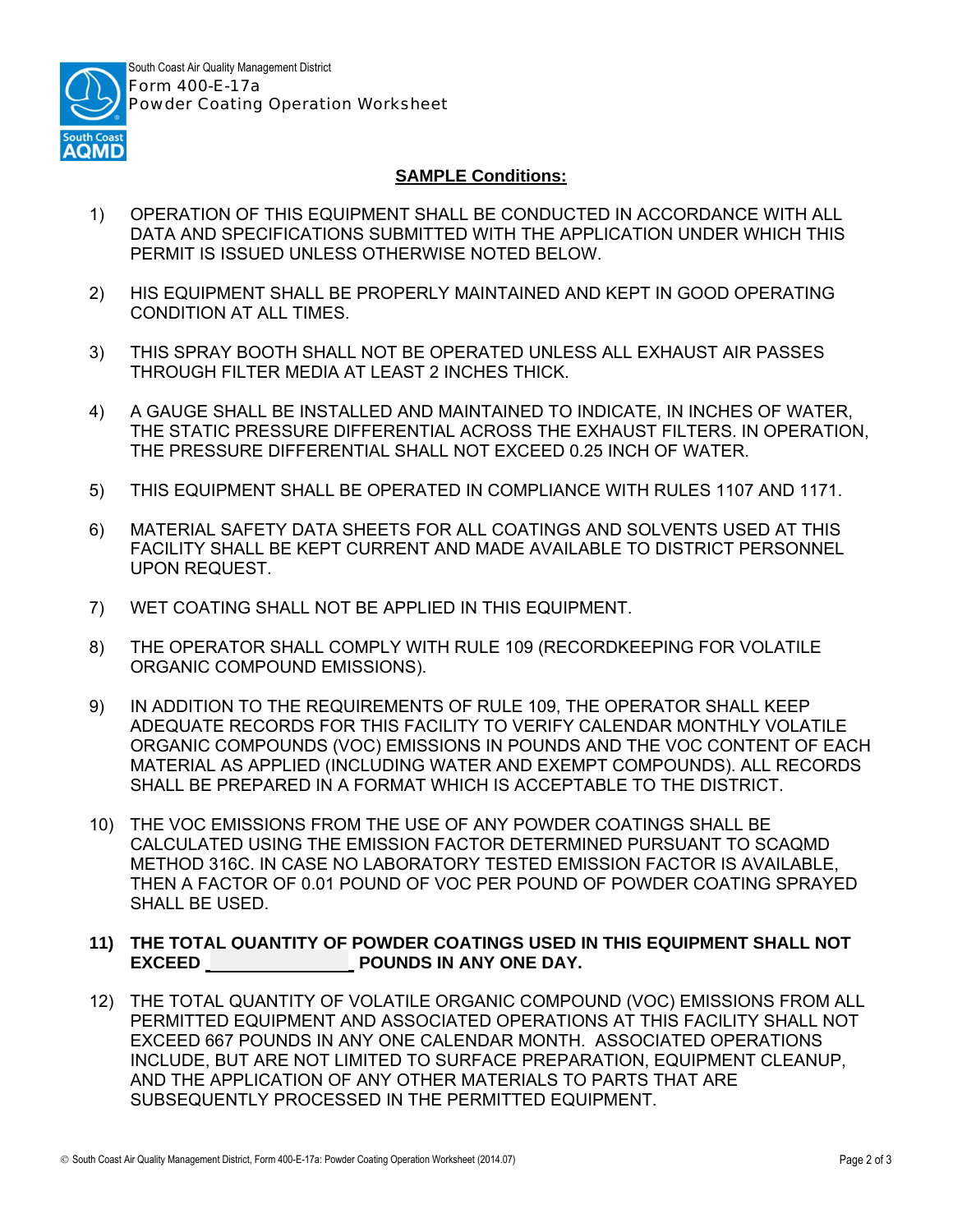South Coast Air Quality Management District
Form 400-E-17a
Powder Coating Operation Worksheet

**SAMPLE Conditions:**

1) OPERATION OF THIS EQUIPMENT SHALL BE CONDUCTED IN ACCORDANCE WITH ALL DATA AND SPECIFICATIONS SUBMITTED WITH THE APPLICATION UNDER WHICH THIS PERMIT IS ISSUED UNLESS OTHERWISE NOTED BELOW.

2) HIS EQUIPMENT SHALL BE PROPERLY MAINTAINED AND KEPT IN GOOD OPERATING CONDITION AT ALL TIMES.

3) THIS SPRAY BOOTH SHALL NOT BE OPERATED UNLESS ALL EXHAUST AIR PASSES THROUGH FILTER MEDIA AT LEAST 2 INCHES THICK.

4) A GAUGE SHALL BE INSTALLED AND MAINTAINED TO INDICATE, IN INCHES OF WATER, THE STATIC PRESSURE DIFFERENTIAL ACROSS THE EXHAUST FILTERS. IN OPERATION, THE PRESSURE DIFFERENTIAL SHALL NOT EXCEED 0.25 INCH OF WATER.

5) THIS EQUIPMENT SHALL BE OPERATED IN COMPLIANCE WITH RULES 1107 AND 1171.

6) MATERIAL SAFETY DATA SHEETS FOR ALL COATINGS AND SOLVENTS USED AT THIS FACILITY SHALL BE KEPT CURRENT AND MADE AVAILABLE TO DISTRICT PERSONNEL UPON REQUEST.

7) WET COATING SHALL NOT BE APPLIED IN THIS EQUIPMENT.

8) THE OPERATOR SHALL COMPLY WITH RULE 109 (RECORDKEEPING FOR VOLATILE ORGANIC COMPOUND EMISSIONS).

9) IN ADDITION TO THE REQUIREMENTS OF RULE 109, THE OPERATOR SHALL KEEP ADEQUATE RECORDS FOR THIS FACILITY TO VERIFY CALENDAR MONTHLY VOLATILE ORGANIC COMPOUNDS (VOC) EMISSIONS IN POUNDS AND THE VOC CONTENT OF EACH MATERIAL AS APPLIED (INCLUDING WATER AND EXEMPT COMPOUNDS). ALL RECORDS SHALL BE PREPARED IN A FORMAT WHICH IS ACCEPTABLE TO THE DISTRICT.

10) THE VOC EMISSIONS FROM THE USE OF ANY POWDER COATINGS SHALL BE CALCULATED USING THE EMISSION FACTOR DETERMINED PURSUANT TO SCAQMD METHOD 316C. IN CASE NO LABORATORY TESTED EMISSION FACTOR IS AVAILABLE, THEN A FACTOR OF 0.01 POUND OF VOC PER POUND OF POWDER COATING SPRAYED SHALL BE USED.

**11) THE TOTAL QUANTITY OF POWDER COATINGS USED IN THIS EQUIPMENT SHALL NOT EXCEED ______________ POUNDS IN ANY ONE DAY.**

12) THE TOTAL QUANTITY OF VOLATILE ORGANIC COMPOUND (VOC) EMISSIONS FROM ALL PERMITTED EQUIPMENT AND ASSOCIATED OPERATIONS AT THIS FACILITY SHALL NOT EXCEED 667 POUNDS IN ANY ONE CALENDAR MONTH. ASSOCIATED OPERATIONS INCLUDE, BUT ARE NOT LIMITED TO SURFACE PREPARATION, EQUIPMENT CLEANUP, AND THE APPLICATION OF ANY OTHER MATERIALS TO PARTS THAT ARE SUBSEQUENTLY PROCESSED IN THE PERMITTED EQUIPMENT.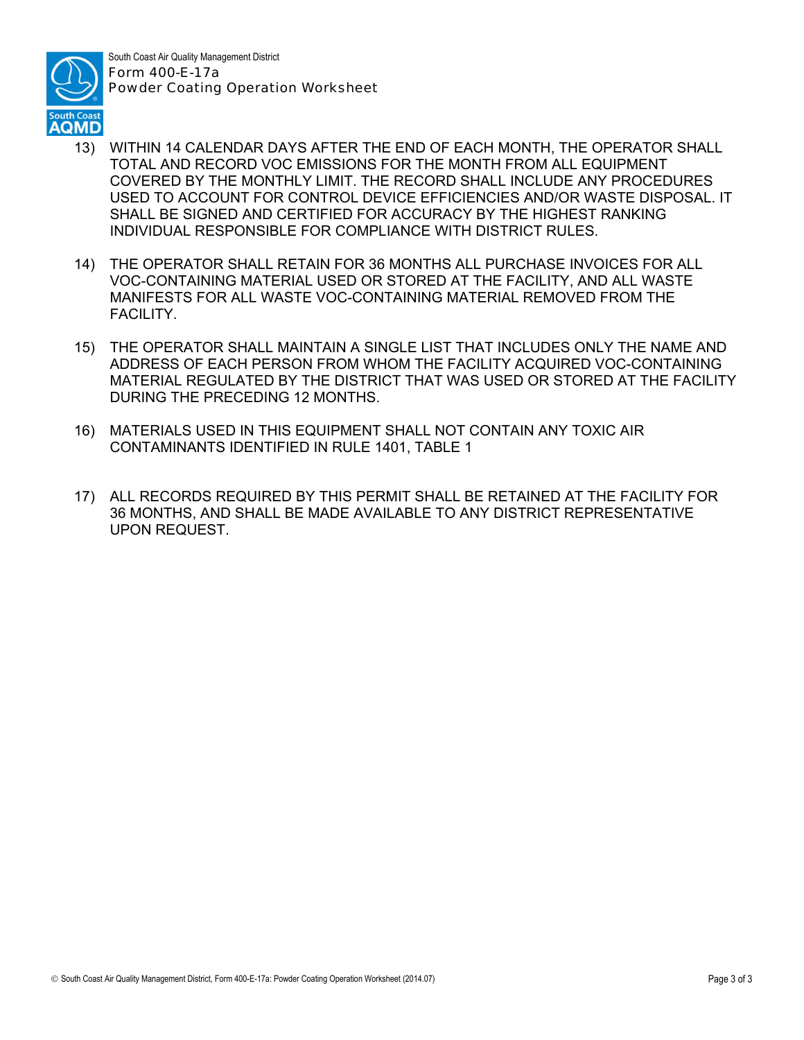13) WITHIN 14 CALENDAR DAYS AFTER THE END OF EACH MONTH, THE OPERATOR SHALL TOTAL AND RECORD VOC EMISSIONS FOR THE MONTH FROM ALL EQUIPMENT COVERED BY THE MONTHLY LIMIT. THE RECORD SHALL INCLUDE ANY PROCEDURES USED TO ACCOUNT FOR CONTROL DEVICE EFFICIENCIES AND/OR WASTE DISPOSAL. IT SHALL BE SIGNED AND CERTIFIED FOR ACCURACY BY THE HIGHEST RANKING INDIVIDUAL RESPONSIBLE FOR COMPLIANCE WITH DISTRICT RULES.

14) THE OPERATOR SHALL RETAIN FOR 36 MONTHS ALL PURCHASE INVOICES FOR ALL VOC-CONTAINING MATERIAL USED OR STORED AT THE FACILITY, AND ALL WASTE MANIFESTS FOR ALL WASTE VOC-CONTAINING MATERIAL REMOVED FROM THE FACILITY.

15) THE OPERATOR SHALL MAINTAIN A SINGLE LIST THAT INCLUDES ONLY THE NAME AND ADDRESS OF EACH PERSON FROM WHOM THE FACILITY ACQUIRED VOC-CONTAINING MATERIAL REGULATED BY THE DISTRICT THAT WAS USED OR STORED AT THE FACILITY DURING THE PRECEDING 12 MONTHS.

16) MATERIALS USED IN THIS EQUIPMENT SHALL NOT CONTAIN ANY TOXIC AIR CONTAMINANTS IDENTIFIED IN RULE 1401, TABLE 1

17) ALL RECORDS REQUIRED BY THIS PERMIT SHALL BE RETAINED AT THE FACILITY FOR 36 MONTHS, AND SHALL BE MADE AVAILABLE TO ANY DISTRICT REPRESENTATIVE UPON REQUEST.